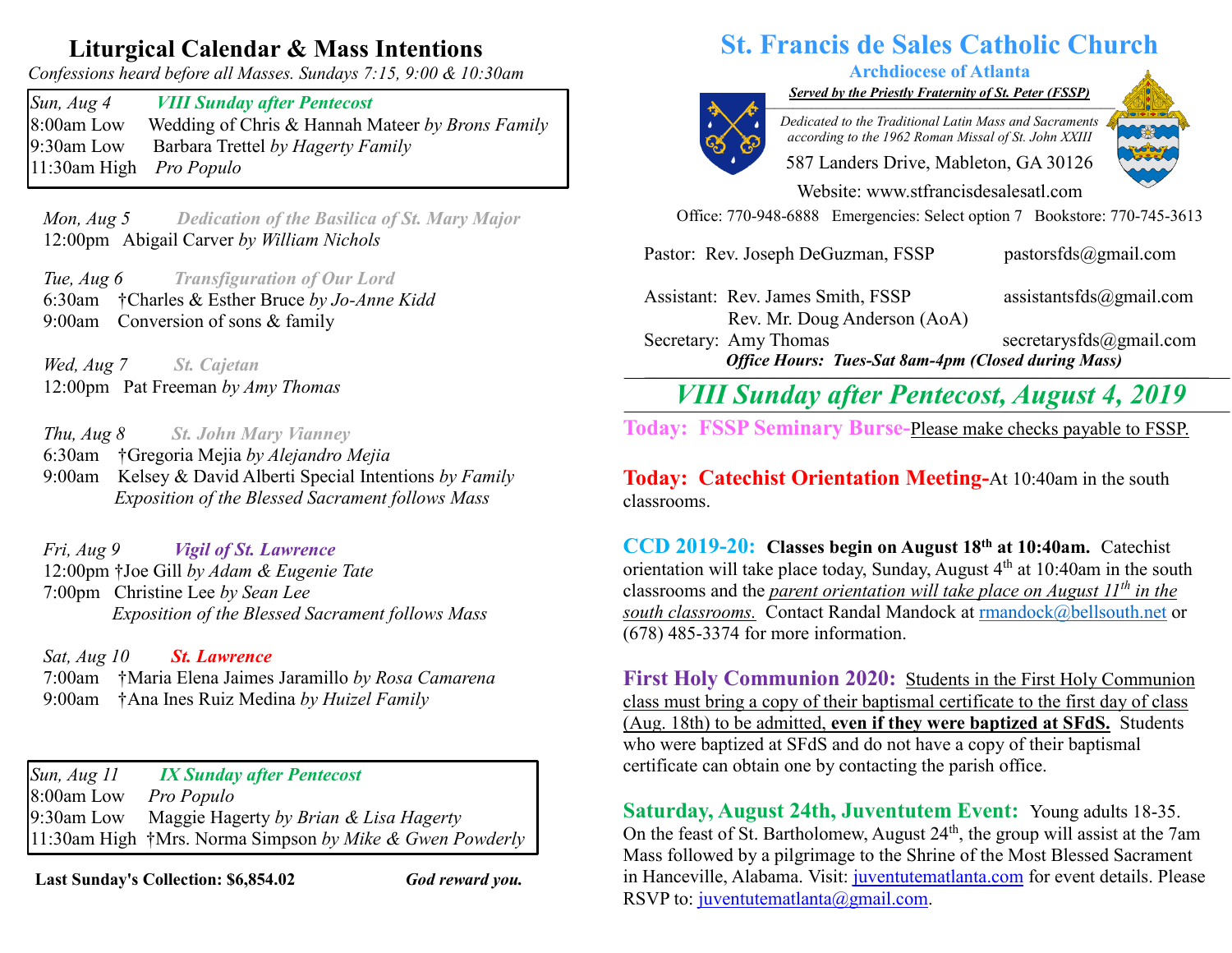## Liturgical Calendar & Mass Intentions

*Confessions heard before all Masses. Sundays 7:15, 9:00 & 10:30am*

*Sun, Aug 4* ***VIII Sunday after Pentecost***
8:00am Low Wedding of Chris & Hannah Mateer *by Brons Family*
9:30am Low Barbara Trettel *by Hagerty Family*
11:30am High *Pro Populo*

*Mon, Aug 5* ***Dedication of the Basilica of St. Mary Major***
12:00pm Abigail Carver *by William Nichols*

*Tue, Aug 6* ***Transfiguration of Our Lord***
6:30am †Charles & Esther Bruce *by Jo-Anne Kidd*
9:00am Conversion of sons & family

*Wed, Aug 7* ***St. Cajetan***
12:00pm Pat Freeman *by Amy Thomas*

*Thu, Aug 8* ***St. John Mary Vianney***
6:30am †Gregoria Mejia *by Alejandro Mejia*
9:00am Kelsey & David Alberti Special Intentions *by Family*
*Exposition of the Blessed Sacrament follows Mass*

*Fri, Aug 9* ***Vigil of St. Lawrence***
12:00pm †Joe Gill *by Adam & Eugenie Tate*
7:00pm Christine Lee *by Sean Lee*
*Exposition of the Blessed Sacrament follows Mass*

*Sat, Aug 10* ***St. Lawrence***
7:00am †Maria Elena Jaimes Jaramillo *by Rosa Camarena*
9:00am †Ana Ines Ruiz Medina *by Huizel Family*

*Sun, Aug 11* ***IX Sunday after Pentecost***
8:00am Low *Pro Populo*
9:30am Low Maggie Hagerty *by Brian & Lisa Hagerty*
11:30am High †Mrs. Norma Simpson *by Mike & Gwen Powderly*

**Last Sunday's Collection: $6,854.02** ***God reward you.***

# St. Francis de Sales Catholic Church

**Archdiocese of Atlanta**

***Served by the Priestly Fraternity of St. Peter (FSSP)***

*Dedicated to the Traditional Latin Mass and Sacraments according to the 1962 Roman Missal of St. John XXIII*

587 Landers Drive, Mableton, GA 30126

Website: www.stfrancisdesalesatl.com

Office: 770-948-6888 Emergencies: Select option 7 Bookstore: 770-745-3613

Pastor: Rev. Joseph DeGuzman, FSSP pastorsfds@gmail.com

Assistant: Rev. James Smith, FSSP assistantsfds@gmail.com
Rev. Mr. Doug Anderson (AoA)

Secretary: Amy Thomas secretarysfds@gmail.com

***Office Hours: Tues-Sat 8am-4pm (Closed during Mass)***

## *VIII Sunday after Pentecost, August 4, 2019*

**Today: FSSP Seminary Burse-**Please make checks payable to FSSP.

**Today: Catechist Orientation Meeting-**At 10:40am in the south classrooms.

**CCD 2019-20: Classes begin on August 18th at 10:40am.** Catechist orientation will take place today, Sunday, August 4th at 10:40am in the south classrooms and the *parent orientation will take place on August 11th in the south classrooms.* Contact Randal Mandock at rmandock@bellsouth.net or (678) 485-3374 for more information.

**First Holy Communion 2020:** Students in the First Holy Communion class must bring a copy of their baptismal certificate to the first day of class (Aug. 18th) to be admitted, **even if they were baptized at SFdS.** Students who were baptized at SFdS and do not have a copy of their baptismal certificate can obtain one by contacting the parish office.

**Saturday, August 24th, Juventutem Event:** Young adults 18-35. On the feast of St. Bartholomew, August 24th, the group will assist at the 7am Mass followed by a pilgrimage to the Shrine of the Most Blessed Sacrament in Hanceville, Alabama. Visit: juventutematlanta.com for event details. Please RSVP to: juventutematlanta@gmail.com.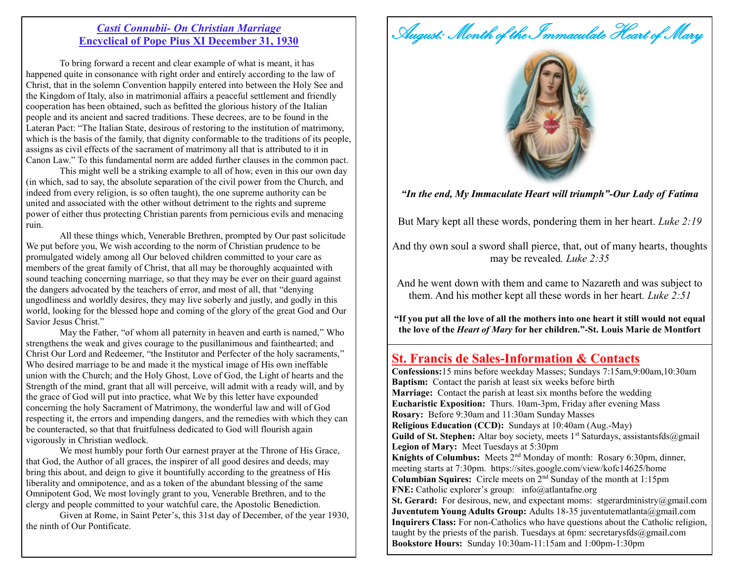## *Casti Connubii- On Christian Marriage*
## Encyclical of Pope Pius XI December 31, 1930

To bring forward a recent and clear example of what is meant, it has happened quite in consonance with right order and entirely according to the law of Christ, that in the solemn Convention happily entered into between the Holy See and the Kingdom of Italy, also in matrimonial affairs a peaceful settlement and friendly cooperation has been obtained, such as befitted the glorious history of the Italian people and its ancient and sacred traditions. These decrees, are to be found in the Lateran Pact: "The Italian State, desirous of restoring to the institution of matrimony, which is the basis of the family, that dignity conformable to the traditions of its people, assigns as civil effects of the sacrament of matrimony all that is attributed to it in Canon Law." To this fundamental norm are added further clauses in the common pact.

This might well be a striking example to all of how, even in this our own day (in which, sad to say, the absolute separation of the civil power from the Church, and indeed from every religion, is so often taught), the one supreme authority can be united and associated with the other without detriment to the rights and supreme power of either thus protecting Christian parents from pernicious evils and menacing ruin.

All these things which, Venerable Brethren, prompted by Our past solicitude We put before you, We wish according to the norm of Christian prudence to be promulgated widely among all Our beloved children committed to your care as members of the great family of Christ, that all may be thoroughly acquainted with sound teaching concerning marriage, so that they may be ever on their guard against the dangers advocated by the teachers of error, and most of all, that "denying ungodliness and worldly desires, they may live soberly and justly, and godly in this world, looking for the blessed hope and coming of the glory of the great God and Our Savior Jesus Christ."

May the Father, "of whom all paternity in heaven and earth is named," Who strengthens the weak and gives courage to the pusillanimous and fainthearted; and Christ Our Lord and Redeemer, "the Institutor and Perfecter of the holy sacraments," Who desired marriage to be and made it the mystical image of His own ineffable union with the Church; and the Holy Ghost, Love of God, the Light of hearts and the Strength of the mind, grant that all will perceive, will admit with a ready will, and by the grace of God will put into practice, what We by this letter have expounded concerning the holy Sacrament of Matrimony, the wonderful law and will of God respecting it, the errors and impending dangers, and the remedies with which they can be counteracted, so that that fruitfulness dedicated to God will flourish again vigorously in Christian wedlock.

We most humbly pour forth Our earnest prayer at the Throne of His Grace, that God, the Author of all graces, the inspirer of all good desires and deeds, may bring this about, and deign to give it bountifully according to the greatness of His liberality and omnipotence, and as a token of the abundant blessing of the same Omnipotent God, We most lovingly grant to you, Venerable Brethren, and to the clergy and people committed to your watchful care, the Apostolic Benediction.

Given at Rome, in Saint Peter's, this 31st day of December, of the year 1930, the ninth of Our Pontificate.

## *August: Month of the Immaculate Heart of Mary*

***"In the end, My Immaculate Heart will triumph"-Our Lady of Fatima***

But Mary kept all these words, pondering them in her heart. *Luke 2:19*

And thy own soul a sword shall pierce, that, out of many hearts, thoughts may be revealed. *Luke 2:35*

And he went down with them and came to Nazareth and was subject to them. And his mother kept all these words in her heart. *Luke 2:51*

**"If you put all the love of all the mothers into one heart it still would not equal the love of the *Heart of Mary* for her children."-St. Louis Marie de Montfort**

## St. Francis de Sales-Information & Contacts

**Confessions:** 15 mins before weekday Masses; Sundays 7:15am, 9:00am, 10:30am
**Baptism:** Contact the parish at least six weeks before birth
**Marriage:** Contact the parish at least six months before the wedding
**Eucharistic Exposition:** Thurs. 10am-3pm, Friday after evening Mass
**Rosary:** Before 9:30am and 11:30am Sunday Masses
**Religious Education (CCD):** Sundays at 10:40am (Aug.-May)
**Guild of St. Stephen:** Altar boy society, meets 1st Saturdays, assistantsfds@gmail
**Legion of Mary:** Meet Tuesdays at 5:30pm
**Knights of Columbus:** Meets 2nd Monday of month: Rosary 6:30pm, dinner, meeting starts at 7:30pm. https://sites.google.com/view/kofc14625/home
**Columbian Squires:** Circle meets on 2nd Sunday of the month at 1:15pm
**FNE:** Catholic explorer's group: info@atlantafne.org
**St. Gerard:** For desirous, new, and expectant moms: stgerardministry@gmail.com
**Juventutem Young Adults Group:** Adults 18-35 juventutematlanta@gmail.com
**Inquirers Class:** For non-Catholics who have questions about the Catholic religion, taught by the priests of the parish. Tuesdays at 6pm: secretarysfds@gmail.com
**Bookstore Hours:** Sunday 10:30am-11:15am and 1:00pm-1:30pm